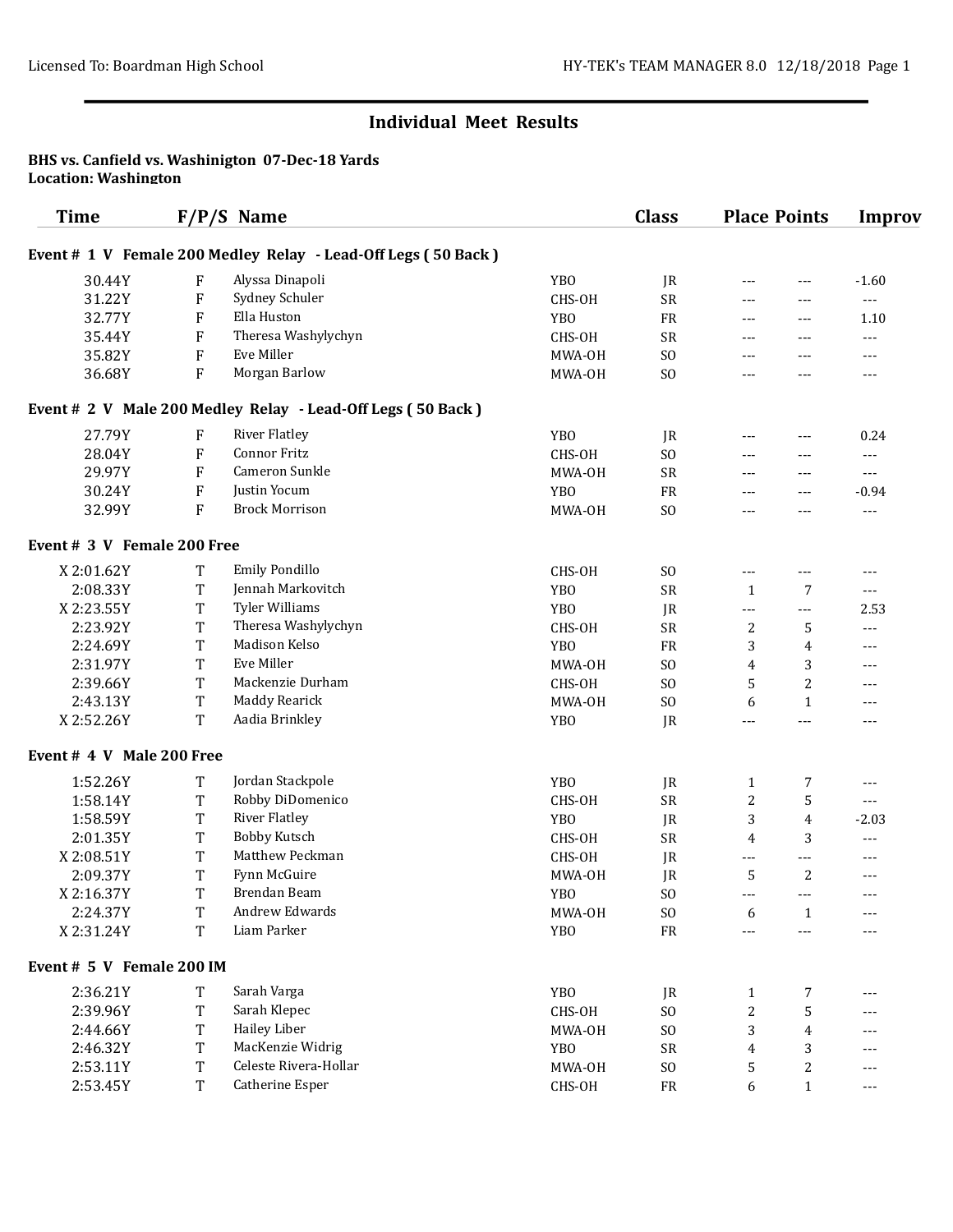## Individual Meet Results

**BHS vs. Canfield vs. Washinigton 07-Dec-18 Yards**
**Location: Washington**

| Time | F/P/S | Name | | Class | Place | Points | Improv |
|---|---|---|---|---|---|---|---|
| **Event # 1 V Female 200 Medley Relay - Lead-Off Legs ( 50 Back )** | | | | | | | |
| 30.44Y | F | Alyssa Dinapoli | YBO | JR | --- | --- | -1.60 |
| 31.22Y | F | Sydney Schuler | CHS-OH | SR | --- | --- | --- |
| 32.77Y | F | Ella Huston | YBO | FR | --- | --- | 1.10 |
| 35.44Y | F | Theresa Washylychyn | CHS-OH | SR | --- | --- | --- |
| 35.82Y | F | Eve Miller | MWA-OH | SO | --- | --- | --- |
| 36.68Y | F | Morgan Barlow | MWA-OH | SO | --- | --- | --- |
| **Event # 2 V Male 200 Medley Relay - Lead-Off Legs ( 50 Back )** | | | | | | | |
| 27.79Y | F | River Flatley | YBO | JR | --- | --- | 0.24 |
| 28.04Y | F | Connor Fritz | CHS-OH | SO | --- | --- | --- |
| 29.97Y | F | Cameron Sunkle | MWA-OH | SR | --- | --- | --- |
| 30.24Y | F | Justin Yocum | YBO | FR | --- | --- | -0.94 |
| 32.99Y | F | Brock Morrison | MWA-OH | SO | --- | --- | --- |
| **Event # 3 V Female 200 Free** | | | | | | | |
| X 2:01.62Y | T | Emily Pondillo | CHS-OH | SO | --- | --- | --- |
| 2:08.33Y | T | Jennah Markovitch | YBO | SR | 1 | 7 | --- |
| X 2:23.55Y | T | Tyler Williams | YBO | JR | --- | --- | 2.53 |
| 2:23.92Y | T | Theresa Washylychyn | CHS-OH | SR | 2 | 5 | --- |
| 2:24.69Y | T | Madison Kelso | YBO | FR | 3 | 4 | --- |
| 2:31.97Y | T | Eve Miller | MWA-OH | SO | 4 | 3 | --- |
| 2:39.66Y | T | Mackenzie Durham | CHS-OH | SO | 5 | 2 | --- |
| 2:43.13Y | T | Maddy Rearick | MWA-OH | SO | 6 | 1 | --- |
| X 2:52.26Y | T | Aadia Brinkley | YBO | JR | --- | --- | --- |
| **Event # 4 V Male 200 Free** | | | | | | | |
| 1:52.26Y | T | Jordan Stackpole | YBO | JR | 1 | 7 | --- |
| 1:58.14Y | T | Robby DiDomenico | CHS-OH | SR | 2 | 5 | --- |
| 1:58.59Y | T | River Flatley | YBO | JR | 3 | 4 | -2.03 |
| 2:01.35Y | T | Bobby Kutsch | CHS-OH | SR | 4 | 3 | --- |
| X 2:08.51Y | T | Matthew Peckman | CHS-OH | JR | --- | --- | --- |
| 2:09.37Y | T | Fynn McGuire | MWA-OH | JR | 5 | 2 | --- |
| X 2:16.37Y | T | Brendan Beam | YBO | SO | --- | --- | --- |
| 2:24.37Y | T | Andrew Edwards | MWA-OH | SO | 6 | 1 | --- |
| X 2:31.24Y | T | Liam Parker | YBO | FR | --- | --- | --- |
| **Event # 5 V Female 200 IM** | | | | | | | |
| 2:36.21Y | T | Sarah Varga | YBO | JR | 1 | 7 | --- |
| 2:39.96Y | T | Sarah Klepec | CHS-OH | SO | 2 | 5 | --- |
| 2:44.66Y | T | Hailey Liber | MWA-OH | SO | 3 | 4 | --- |
| 2:46.32Y | T | MacKenzie Widrig | YBO | SR | 4 | 3 | --- |
| 2:53.11Y | T | Celeste Rivera-Hollar | MWA-OH | SO | 5 | 2 | --- |
| 2:53.45Y | T | Catherine Esper | CHS-OH | FR | 6 | 1 | --- |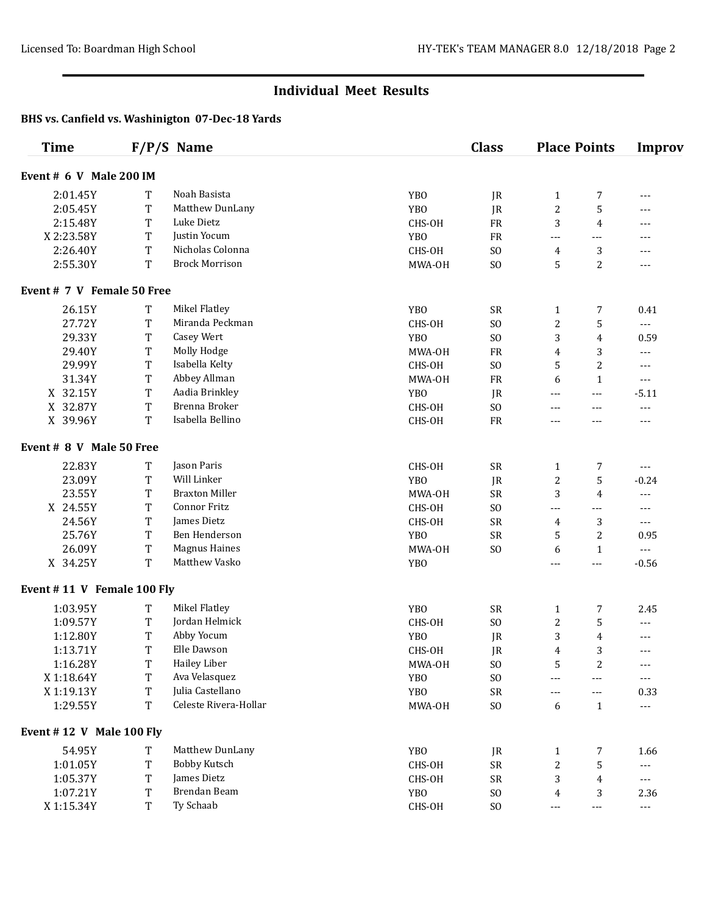## Individual Meet Results

### BHS vs. Canfield vs. Washinigton 07-Dec-18 Yards

| Time | F/P/S | Name | | Class | Place | Points | Improv |
|---|---|---|---|---|---|---|---|
| **Event # 6 V Male 200 IM** | | | | | | | |
| 2:01.45Y | T | Noah Basista | YBO | JR | 1 | 7 | --- |
| 2:05.45Y | T | Matthew DunLany | YBO | JR | 2 | 5 | --- |
| 2:15.48Y | T | Luke Dietz | CHS-OH | FR | 3 | 4 | --- |
| X 2:23.58Y | T | Justin Yocum | YBO | FR | --- | --- | --- |
| 2:26.40Y | T | Nicholas Colonna | CHS-OH | SO | 4 | 3 | --- |
| 2:55.30Y | T | Brock Morrison | MWA-OH | SO | 5 | 2 | --- |
| **Event # 7 V Female 50 Free** | | | | | | | |
| 26.15Y | T | Mikel Flatley | YBO | SR | 1 | 7 | 0.41 |
| 27.72Y | T | Miranda Peckman | CHS-OH | SO | 2 | 5 | --- |
| 29.33Y | T | Casey Wert | YBO | SO | 3 | 4 | 0.59 |
| 29.40Y | T | Molly Hodge | MWA-OH | FR | 4 | 3 | --- |
| 29.99Y | T | Isabella Kelty | CHS-OH | SO | 5 | 2 | --- |
| 31.34Y | T | Abbey Allman | MWA-OH | FR | 6 | 1 | --- |
| X 32.15Y | T | Aadia Brinkley | YBO | JR | --- | --- | -5.11 |
| X 32.87Y | T | Brenna Broker | CHS-OH | SO | --- | --- | --- |
| X 39.96Y | T | Isabella Bellino | CHS-OH | FR | --- | --- | --- |
| **Event # 8 V Male 50 Free** | | | | | | | |
| 22.83Y | T | Jason Paris | CHS-OH | SR | 1 | 7 | --- |
| 23.09Y | T | Will Linker | YBO | JR | 2 | 5 | -0.24 |
| 23.55Y | T | Braxton Miller | MWA-OH | SR | 3 | 4 | --- |
| X 24.55Y | T | Connor Fritz | CHS-OH | SO | --- | --- | --- |
| 24.56Y | T | James Dietz | CHS-OH | SR | 4 | 3 | --- |
| 25.76Y | T | Ben Henderson | YBO | SR | 5 | 2 | 0.95 |
| 26.09Y | T | Magnus Haines | MWA-OH | SO | 6 | 1 | --- |
| X 34.25Y | T | Matthew Vasko | YBO | | --- | --- | -0.56 |
| **Event # 11 V Female 100 Fly** | | | | | | | |
| 1:03.95Y | T | Mikel Flatley | YBO | SR | 1 | 7 | 2.45 |
| 1:09.57Y | T | Jordan Helmick | CHS-OH | SO | 2 | 5 | --- |
| 1:12.80Y | T | Abby Yocum | YBO | JR | 3 | 4 | --- |
| 1:13.71Y | T | Elle Dawson | CHS-OH | JR | 4 | 3 | --- |
| 1:16.28Y | T | Hailey Liber | MWA-OH | SO | 5 | 2 | --- |
| X 1:18.64Y | T | Ava Velasquez | YBO | SO | --- | --- | --- |
| X 1:19.13Y | T | Julia Castellano | YBO | SR | --- | --- | 0.33 |
| 1:29.55Y | T | Celeste Rivera-Hollar | MWA-OH | SO | 6 | 1 | --- |
| **Event # 12 V Male 100 Fly** | | | | | | | |
| 54.95Y | T | Matthew DunLany | YBO | JR | 1 | 7 | 1.66 |
| 1:01.05Y | T | Bobby Kutsch | CHS-OH | SR | 2 | 5 | --- |
| 1:05.37Y | T | James Dietz | CHS-OH | SR | 3 | 4 | --- |
| 1:07.21Y | T | Brendan Beam | YBO | SO | 4 | 3 | 2.36 |
| X 1:15.34Y | T | Ty Schaab | CHS-OH | SO | --- | --- | --- |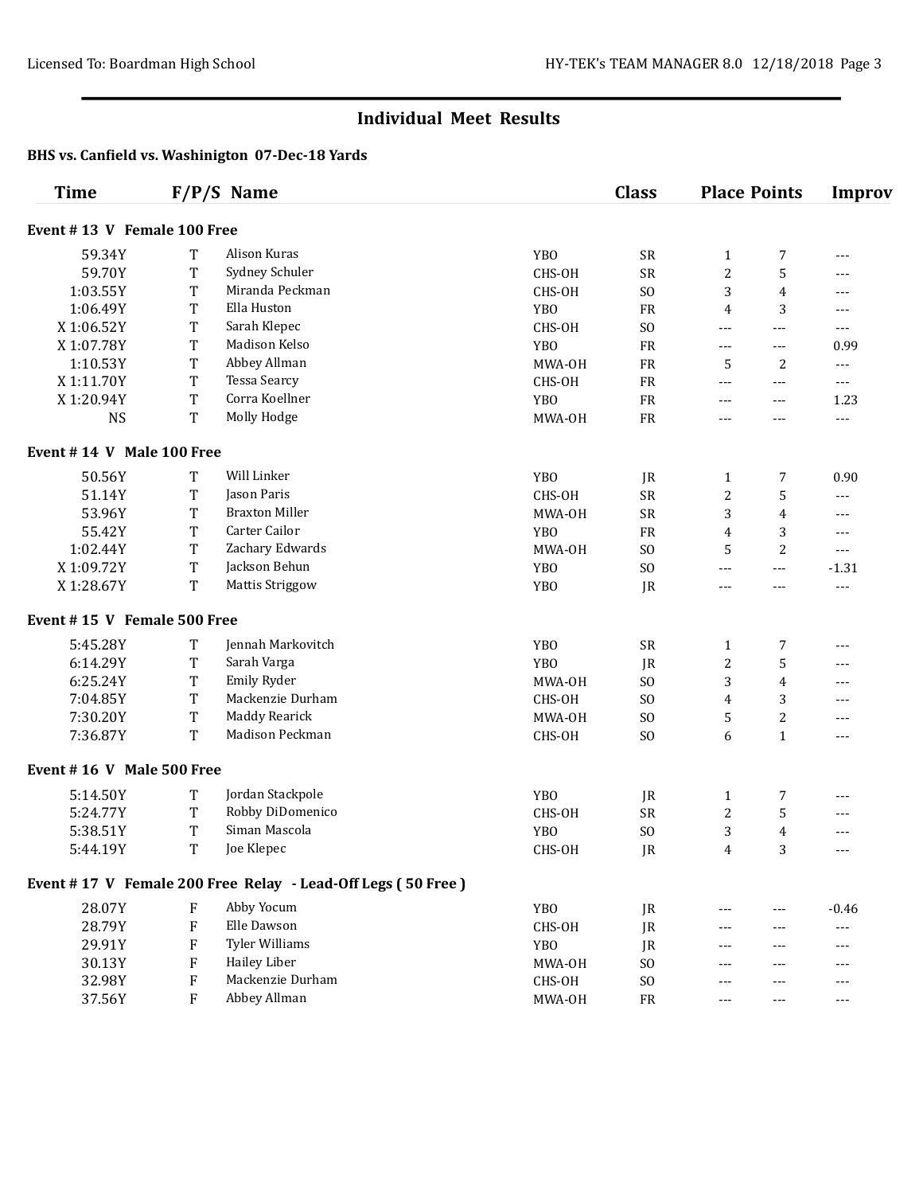## Individual Meet Results

### BHS vs. Canfield vs. Washinigton 07-Dec-18 Yards

| Time | F/P/S | Name | Team | Class | Place | Points | Improv |
|---|---|---|---|---|---|---|---|
| **Event # 13 V Female 100 Free** | | | | | | | |
| 59.34Y | T | Alison Kuras | YBO | SR | 1 | 7 | --- |
| 59.70Y | T | Sydney Schuler | CHS-OH | SR | 2 | 5 | --- |
| 1:03.55Y | T | Miranda Peckman | CHS-OH | SO | 3 | 4 | --- |
| 1:06.49Y | T | Ella Huston | YBO | FR | 4 | 3 | --- |
| X 1:06.52Y | T | Sarah Klepec | CHS-OH | SO | --- | --- | --- |
| X 1:07.78Y | T | Madison Kelso | YBO | FR | --- | --- | 0.99 |
| 1:10.53Y | T | Abbey Allman | MWA-OH | FR | 5 | 2 | --- |
| X 1:11.70Y | T | Tessa Searcy | CHS-OH | FR | --- | --- | --- |
| X 1:20.94Y | T | Corra Koellner | YBO | FR | --- | --- | 1.23 |
| NS | T | Molly Hodge | MWA-OH | FR | --- | --- | --- |
| **Event # 14 V Male 100 Free** | | | | | | | |
| 50.56Y | T | Will Linker | YBO | JR | 1 | 7 | 0.90 |
| 51.14Y | T | Jason Paris | CHS-OH | SR | 2 | 5 | --- |
| 53.96Y | T | Braxton Miller | MWA-OH | SR | 3 | 4 | --- |
| 55.42Y | T | Carter Cailor | YBO | FR | 4 | 3 | --- |
| 1:02.44Y | T | Zachary Edwards | MWA-OH | SO | 5 | 2 | --- |
| X 1:09.72Y | T | Jackson Behun | YBO | SO | --- | --- | -1.31 |
| X 1:28.67Y | T | Mattis Striggow | YBO | JR | --- | --- | --- |
| **Event # 15 V Female 500 Free** | | | | | | | |
| 5:45.28Y | T | Jennah Markovitch | YBO | SR | 1 | 7 | --- |
| 6:14.29Y | T | Sarah Varga | YBO | JR | 2 | 5 | --- |
| 6:25.24Y | T | Emily Ryder | MWA-OH | SO | 3 | 4 | --- |
| 7:04.85Y | T | Mackenzie Durham | CHS-OH | SO | 4 | 3 | --- |
| 7:30.20Y | T | Maddy Rearick | MWA-OH | SO | 5 | 2 | --- |
| 7:36.87Y | T | Madison Peckman | CHS-OH | SO | 6 | 1 | --- |
| **Event # 16 V Male 500 Free** | | | | | | | |
| 5:14.50Y | T | Jordan Stackpole | YBO | JR | 1 | 7 | --- |
| 5:24.77Y | T | Robby DiDomenico | CHS-OH | SR | 2 | 5 | --- |
| 5:38.51Y | T | Siman Mascola | YBO | SO | 3 | 4 | --- |
| 5:44.19Y | T | Joe Klepec | CHS-OH | JR | 4 | 3 | --- |
| **Event # 17 V Female 200 Free Relay - Lead-Off Legs ( 50 Free )** | | | | | | | |
| 28.07Y | F | Abby Yocum | YBO | JR | --- | --- | -0.46 |
| 28.79Y | F | Elle Dawson | CHS-OH | JR | --- | --- | --- |
| 29.91Y | F | Tyler Williams | YBO | JR | --- | --- | --- |
| 30.13Y | F | Hailey Liber | MWA-OH | SO | --- | --- | --- |
| 32.98Y | F | Mackenzie Durham | CHS-OH | SO | --- | --- | --- |
| 37.56Y | F | Abbey Allman | MWA-OH | FR | --- | --- | --- |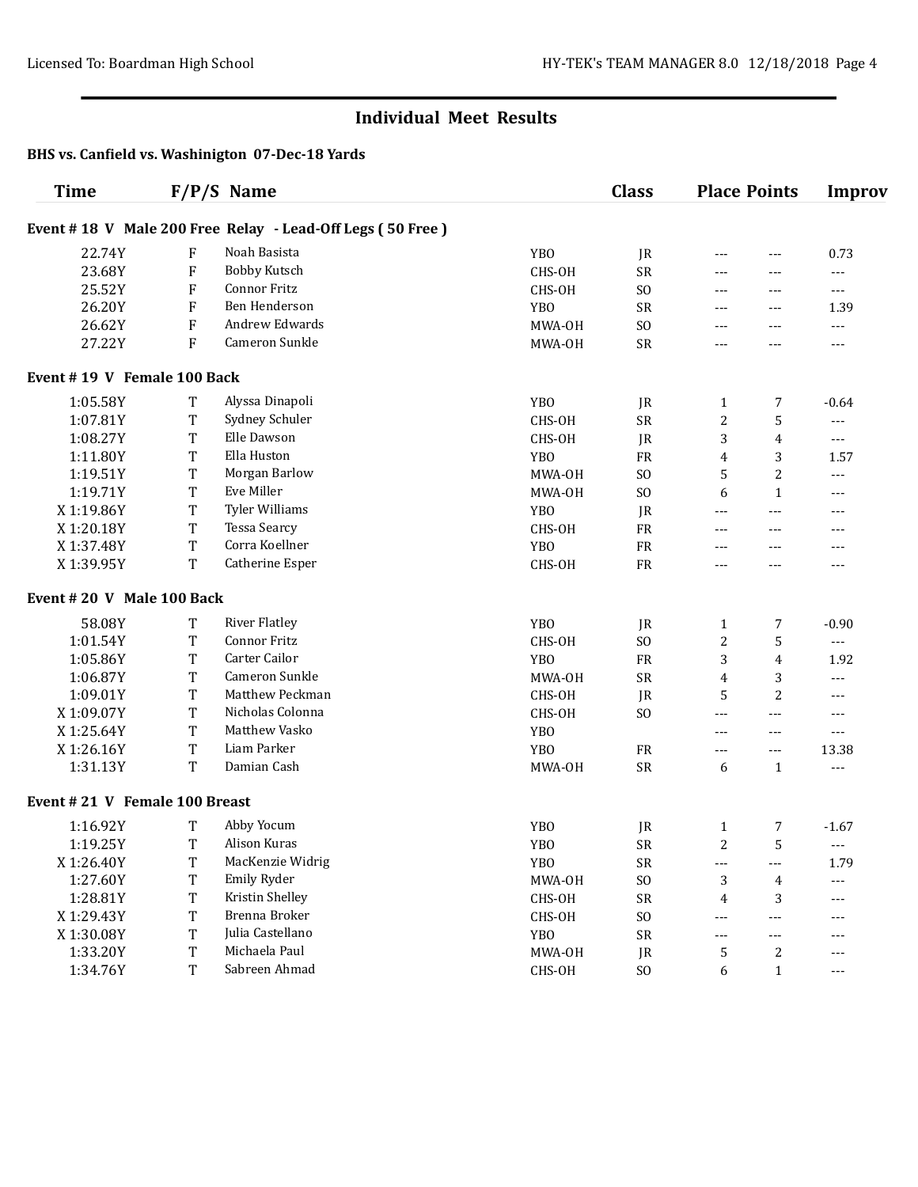## Individual Meet Results

### BHS vs. Canfield vs. Washinigton 07-Dec-18 Yards

| Time | F/P/S | Name | | Class | Place | Points | Improv |
|---|---|---|---|---|---|---|---|
| **Event # 18 V Male 200 Free Relay - Lead-Off Legs ( 50 Free )** | | | | | | | |
| 22.74Y | F | Noah Basista | YBO | JR | --- | --- | 0.73 |
| 23.68Y | F | Bobby Kutsch | CHS-OH | SR | --- | --- | --- |
| 25.52Y | F | Connor Fritz | CHS-OH | SO | --- | --- | --- |
| 26.20Y | F | Ben Henderson | YBO | SR | --- | --- | 1.39 |
| 26.62Y | F | Andrew Edwards | MWA-OH | SO | --- | --- | --- |
| 27.22Y | F | Cameron Sunkle | MWA-OH | SR | --- | --- | --- |
| **Event # 19 V Female 100 Back** | | | | | | | |
| 1:05.58Y | T | Alyssa Dinapoli | YBO | JR | 1 | 7 | -0.64 |
| 1:07.81Y | T | Sydney Schuler | CHS-OH | SR | 2 | 5 | --- |
| 1:08.27Y | T | Elle Dawson | CHS-OH | JR | 3 | 4 | --- |
| 1:11.80Y | T | Ella Huston | YBO | FR | 4 | 3 | 1.57 |
| 1:19.51Y | T | Morgan Barlow | MWA-OH | SO | 5 | 2 | --- |
| 1:19.71Y | T | Eve Miller | MWA-OH | SO | 6 | 1 | --- |
| X 1:19.86Y | T | Tyler Williams | YBO | JR | --- | --- | --- |
| X 1:20.18Y | T | Tessa Searcy | CHS-OH | FR | --- | --- | --- |
| X 1:37.48Y | T | Corra Koellner | YBO | FR | --- | --- | --- |
| X 1:39.95Y | T | Catherine Esper | CHS-OH | FR | --- | --- | --- |
| **Event # 20 V Male 100 Back** | | | | | | | |
| 58.08Y | T | River Flatley | YBO | JR | 1 | 7 | -0.90 |
| 1:01.54Y | T | Connor Fritz | CHS-OH | SO | 2 | 5 | --- |
| 1:05.86Y | T | Carter Cailor | YBO | FR | 3 | 4 | 1.92 |
| 1:06.87Y | T | Cameron Sunkle | MWA-OH | SR | 4 | 3 | --- |
| 1:09.01Y | T | Matthew Peckman | CHS-OH | JR | 5 | 2 | --- |
| X 1:09.07Y | T | Nicholas Colonna | CHS-OH | SO | --- | --- | --- |
| X 1:25.64Y | T | Matthew Vasko | YBO | | --- | --- | --- |
| X 1:26.16Y | T | Liam Parker | YBO | FR | --- | --- | 13.38 |
| 1:31.13Y | T | Damian Cash | MWA-OH | SR | 6 | 1 | --- |
| **Event # 21 V Female 100 Breast** | | | | | | | |
| 1:16.92Y | T | Abby Yocum | YBO | JR | 1 | 7 | -1.67 |
| 1:19.25Y | T | Alison Kuras | YBO | SR | 2 | 5 | --- |
| X 1:26.40Y | T | MacKenzie Widrig | YBO | SR | --- | --- | 1.79 |
| 1:27.60Y | T | Emily Ryder | MWA-OH | SO | 3 | 4 | --- |
| 1:28.81Y | T | Kristin Shelley | CHS-OH | SR | 4 | 3 | --- |
| X 1:29.43Y | T | Brenna Broker | CHS-OH | SO | --- | --- | --- |
| X 1:30.08Y | T | Julia Castellano | YBO | SR | --- | --- | --- |
| 1:33.20Y | T | Michaela Paul | MWA-OH | JR | 5 | 2 | --- |
| 1:34.76Y | T | Sabreen Ahmad | CHS-OH | SO | 6 | 1 | --- |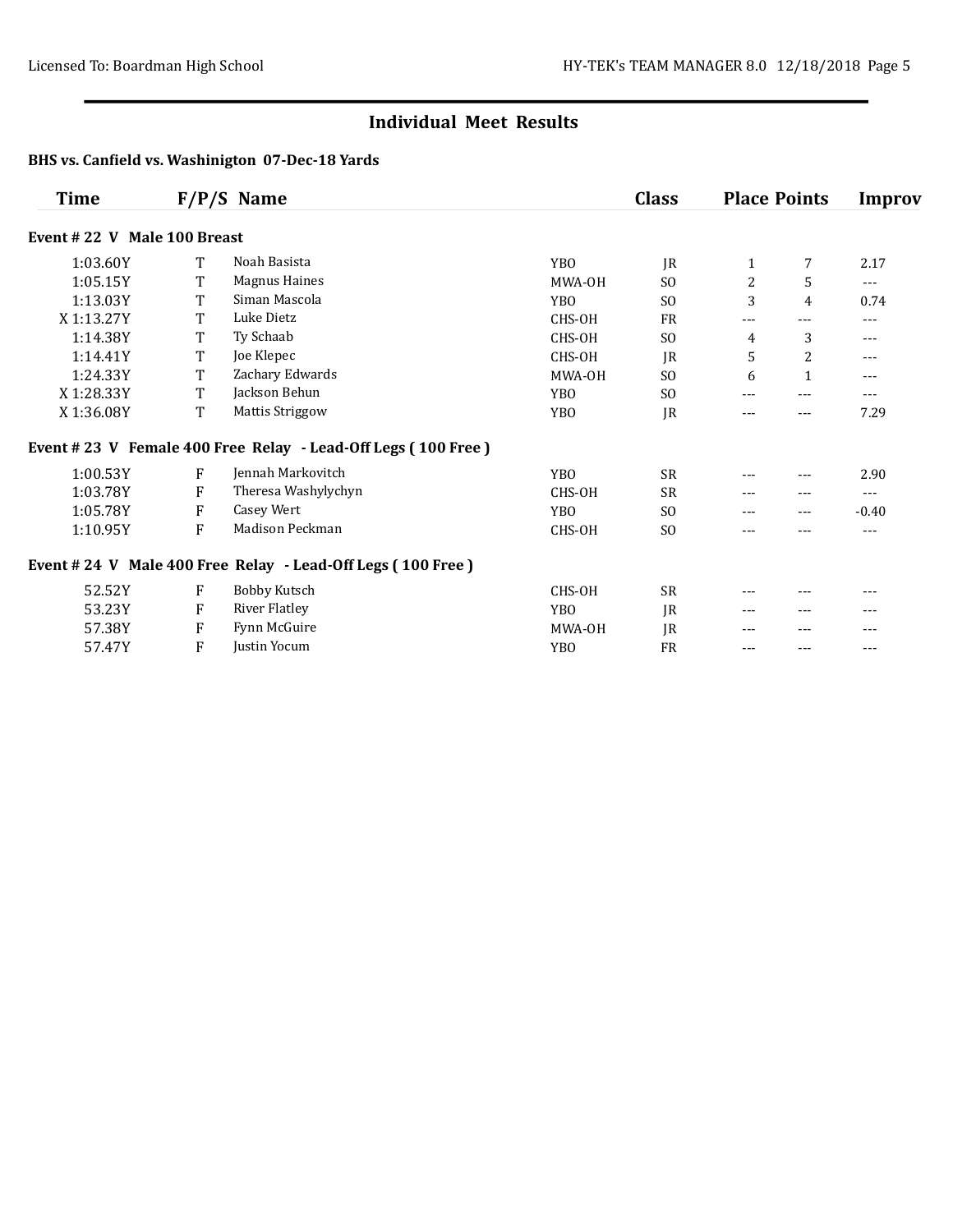## Individual Meet Results

**BHS vs. Canfield vs. Washinigton 07-Dec-18 Yards**

| Time | F/P/S | Name | | Class | Place | Points | Improv |
|---|---|---|---|---|---|---|---|
| **Event # 22 V Male 100 Breast** | | | | | | | |
| 1:03.60Y | T | Noah Basista | YBO | JR | 1 | 7 | 2.17 |
| 1:05.15Y | T | Magnus Haines | MWA-OH | SO | 2 | 5 | --- |
| 1:13.03Y | T | Siman Mascola | YBO | SO | 3 | 4 | 0.74 |
| X 1:13.27Y | T | Luke Dietz | CHS-OH | FR | --- | --- | --- |
| 1:14.38Y | T | Ty Schaab | CHS-OH | SO | 4 | 3 | --- |
| 1:14.41Y | T | Joe Klepec | CHS-OH | JR | 5 | 2 | --- |
| 1:24.33Y | T | Zachary Edwards | MWA-OH | SO | 6 | 1 | --- |
| X 1:28.33Y | T | Jackson Behun | YBO | SO | --- | --- | --- |
| X 1:36.08Y | T | Mattis Striggow | YBO | JR | --- | --- | 7.29 |
| **Event # 23 V Female 400 Free Relay - Lead-Off Legs ( 100 Free )** | | | | | | | |
| 1:00.53Y | F | Jennah Markovitch | YBO | SR | --- | --- | 2.90 |
| 1:03.78Y | F | Theresa Washylychyn | CHS-OH | SR | --- | --- | --- |
| 1:05.78Y | F | Casey Wert | YBO | SO | --- | --- | -0.40 |
| 1:10.95Y | F | Madison Peckman | CHS-OH | SO | --- | --- | --- |
| **Event # 24 V Male 400 Free Relay - Lead-Off Legs ( 100 Free )** | | | | | | | |
| 52.52Y | F | Bobby Kutsch | CHS-OH | SR | --- | --- | --- |
| 53.23Y | F | River Flatley | YBO | JR | --- | --- | --- |
| 57.38Y | F | Fynn McGuire | MWA-OH | JR | --- | --- | --- |
| 57.47Y | F | Justin Yocum | YBO | FR | --- | --- | --- |